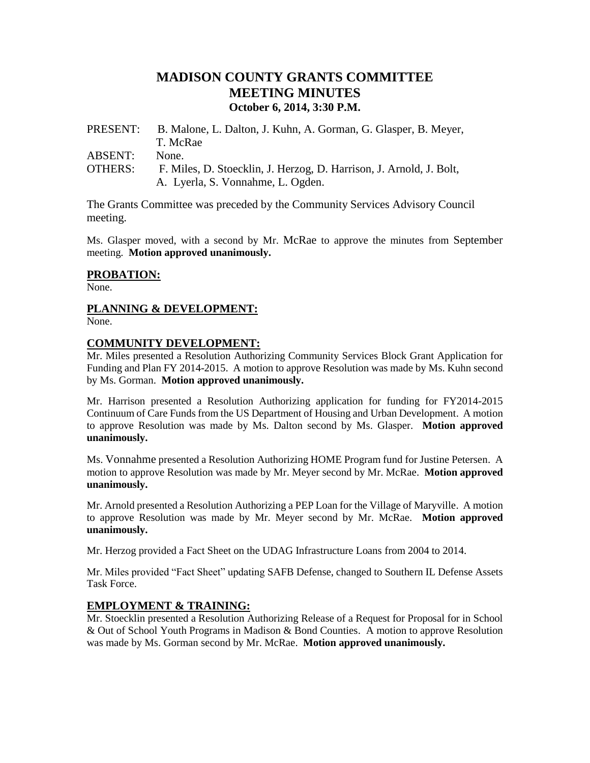# MADISON COUNTY GRANTS COMMITTEE
# MEETING MINUTES
### October 6, 2014, 3:30 P.M.

PRESENT: B. Malone, L. Dalton, J. Kuhn, A. Gorman, G. Glasper, B. Meyer, T. McRae

ABSENT: None.

OTHERS: F. Miles, D. Stoecklin, J. Herzog, D. Harrison, J. Arnold, J. Bolt, A. Lyerla, S. Vonnahme, L. Ogden.

The Grants Committee was preceded by the Community Services Advisory Council meeting.

Ms. Glasper moved, with a second by Mr. McRae to approve the minutes from September meeting. **Motion approved unanimously.**

## PROBATION:

None.

## PLANNING & DEVELOPMENT:

None.

## COMMUNITY DEVELOPMENT:

Mr. Miles presented a Resolution Authorizing Community Services Block Grant Application for Funding and Plan FY 2014-2015. A motion to approve Resolution was made by Ms. Kuhn second by Ms. Gorman. **Motion approved unanimously.**

Mr. Harrison presented a Resolution Authorizing application for funding for FY2014-2015 Continuum of Care Funds from the US Department of Housing and Urban Development. A motion to approve Resolution was made by Ms. Dalton second by Ms. Glasper. **Motion approved unanimously.**

Ms. Vonnahme presented a Resolution Authorizing HOME Program fund for Justine Petersen. A motion to approve Resolution was made by Mr. Meyer second by Mr. McRae. **Motion approved unanimously.**

Mr. Arnold presented a Resolution Authorizing a PEP Loan for the Village of Maryville. A motion to approve Resolution was made by Mr. Meyer second by Mr. McRae. **Motion approved unanimously.**

Mr. Herzog provided a Fact Sheet on the UDAG Infrastructure Loans from 2004 to 2014.

Mr. Miles provided "Fact Sheet" updating SAFB Defense, changed to Southern IL Defense Assets Task Force.

## EMPLOYMENT & TRAINING:

Mr. Stoecklin presented a Resolution Authorizing Release of a Request for Proposal for in School & Out of School Youth Programs in Madison & Bond Counties. A motion to approve Resolution was made by Ms. Gorman second by Mr. McRae. **Motion approved unanimously.**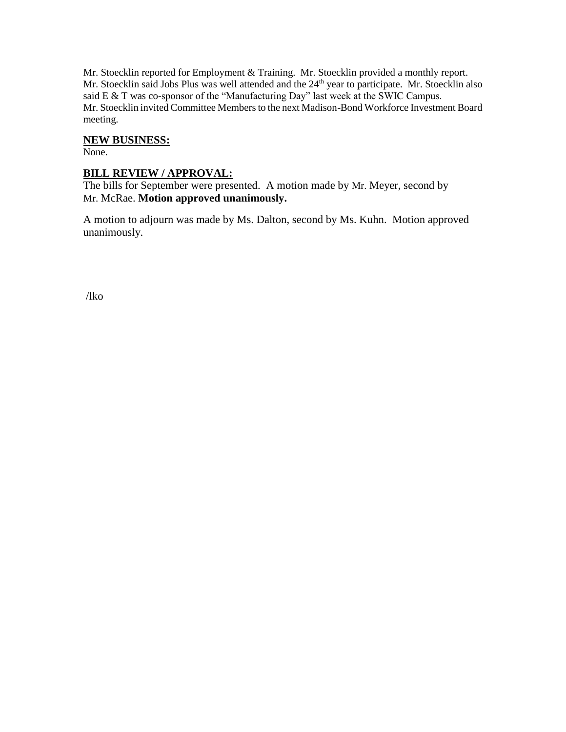Mr. Stoecklin reported for Employment & Training. Mr. Stoecklin provided a monthly report. Mr. Stoecklin said Jobs Plus was well attended and the 24th year to participate. Mr. Stoecklin also said E & T was co-sponsor of the "Manufacturing Day" last week at the SWIC Campus. Mr. Stoecklin invited Committee Members to the next Madison-Bond Workforce Investment Board meeting.

**NEW BUSINESS:**

None.

**BILL REVIEW / APPROVAL:**

The bills for September were presented. A motion made by Mr. Meyer, second by Mr. McRae. **Motion approved unanimously.**

A motion to adjourn was made by Ms. Dalton, second by Ms. Kuhn. Motion approved unanimously.

/lko